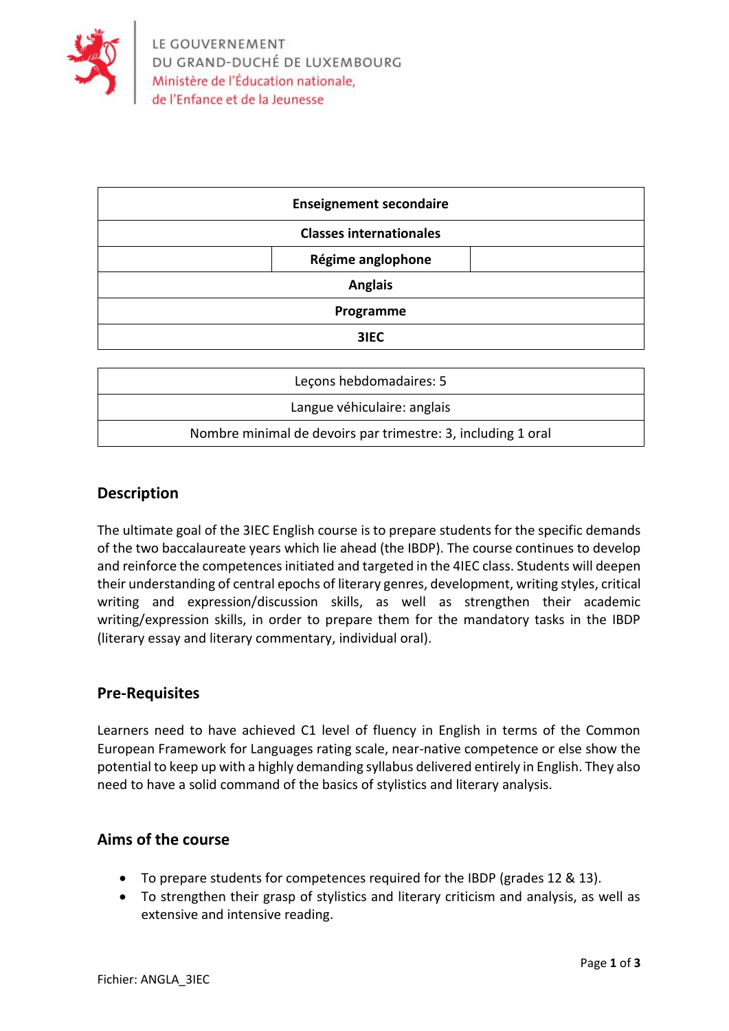LE GOUVERNEMENT
DU GRAND-DUCHÉ DE LUXEMBOURG
Ministère de l'Éducation nationale,
de l'Enfance et de la Jeunesse

| Enseignement secondaire |
|---|
| Classes internationales |
| Régime anglophone |
| Anglais |
| Programme |
| 3IEC |

| Leçons hebdomadaires: 5 |
|---|
| Langue véhiculaire: anglais |
| Nombre minimal de devoirs par trimestre: 3, including 1 oral |

## Description

The ultimate goal of the 3IEC English course is to prepare students for the specific demands of the two baccalaureate years which lie ahead (the IBDP). The course continues to develop and reinforce the competences initiated and targeted in the 4IEC class. Students will deepen their understanding of central epochs of literary genres, development, writing styles, critical writing and expression/discussion skills, as well as strengthen their academic writing/expression skills, in order to prepare them for the mandatory tasks in the IBDP (literary essay and literary commentary, individual oral).

## Pre-Requisites

Learners need to have achieved C1 level of fluency in English in terms of the Common European Framework for Languages rating scale, near-native competence or else show the potential to keep up with a highly demanding syllabus delivered entirely in English. They also need to have a solid command of the basics of stylistics and literary analysis.

## Aims of the course

- To prepare students for competences required for the IBDP (grades 12 & 13).
- To strengthen their grasp of stylistics and literary criticism and analysis, as well as extensive and intensive reading.

Fichier: ANGLA_3IEC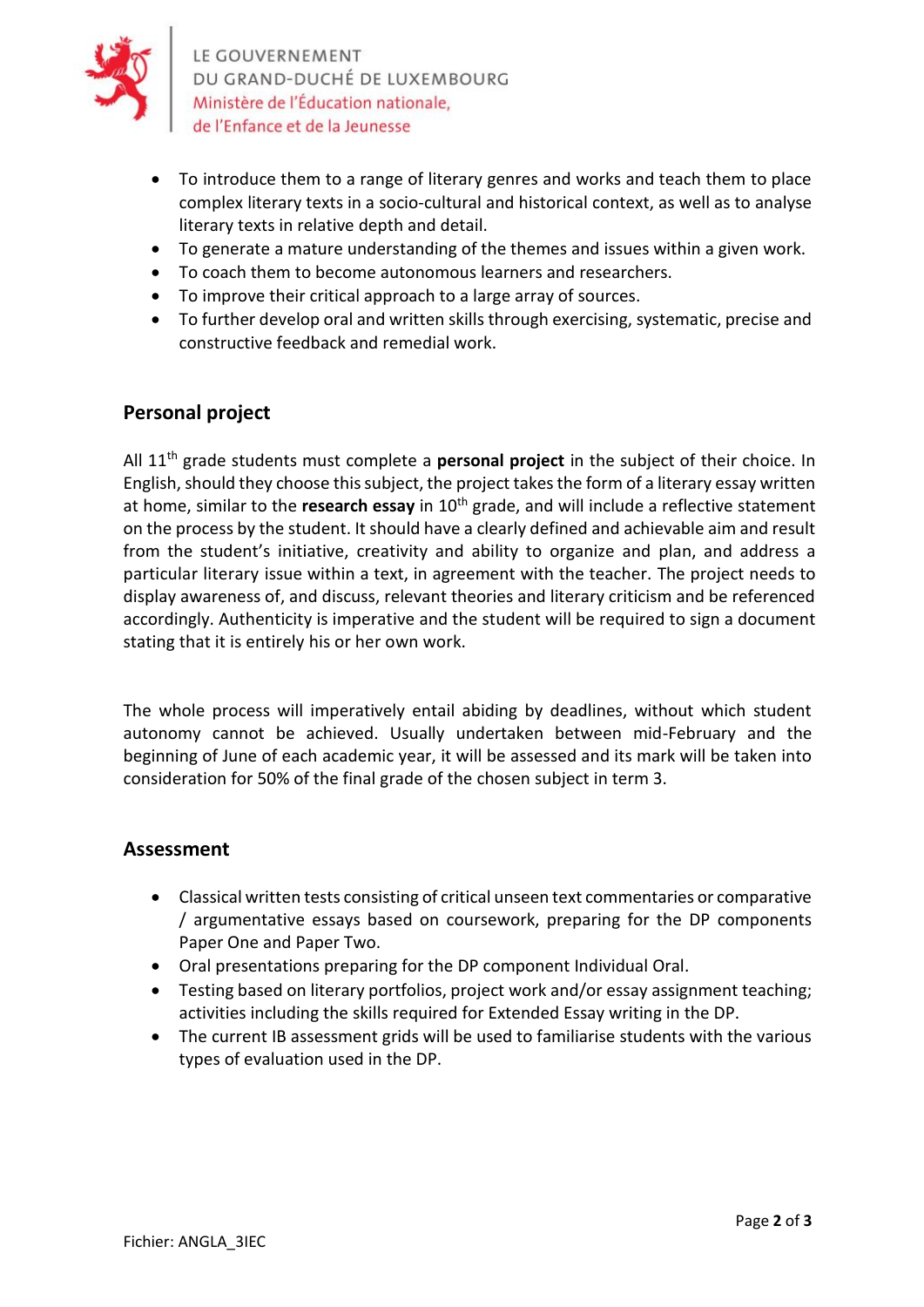- To introduce them to a range of literary genres and works and teach them to place complex literary texts in a socio-cultural and historical context, as well as to analyse literary texts in relative depth and detail.
- To generate a mature understanding of the themes and issues within a given work.
- To coach them to become autonomous learners and researchers.
- To improve their critical approach to a large array of sources.
- To further develop oral and written skills through exercising, systematic, precise and constructive feedback and remedial work.

## Personal project

All 11th grade students must complete a **personal project** in the subject of their choice. In English, should they choose this subject, the project takes the form of a literary essay written at home, similar to the **research essay** in 10th grade, and will include a reflective statement on the process by the student. It should have a clearly defined and achievable aim and result from the student's initiative, creativity and ability to organize and plan, and address a particular literary issue within a text, in agreement with the teacher. The project needs to display awareness of, and discuss, relevant theories and literary criticism and be referenced accordingly. Authenticity is imperative and the student will be required to sign a document stating that it is entirely his or her own work.

The whole process will imperatively entail abiding by deadlines, without which student autonomy cannot be achieved. Usually undertaken between mid-February and the beginning of June of each academic year, it will be assessed and its mark will be taken into consideration for 50% of the final grade of the chosen subject in term 3.

## Assessment

- Classical written tests consisting of critical unseen text commentaries or comparative / argumentative essays based on coursework, preparing for the DP components Paper One and Paper Two.
- Oral presentations preparing for the DP component Individual Oral.
- Testing based on literary portfolios, project work and/or essay assignment teaching; activities including the skills required for Extended Essay writing in the DP.
- The current IB assessment grids will be used to familiarise students with the various types of evaluation used in the DP.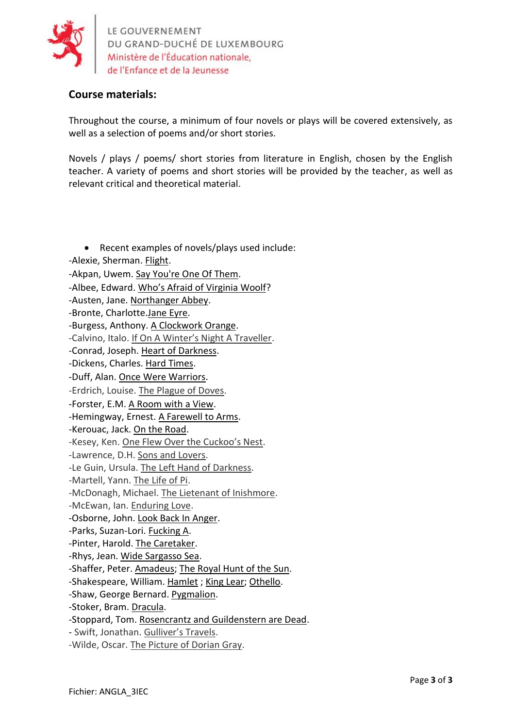## Course materials:

Throughout the course, a minimum of four novels or plays will be covered extensively, as well as a selection of poems and/or short stories.

Novels / plays / poems/ short stories from literature in English, chosen by the English teacher. A variety of poems and short stories will be provided by the teacher, as well as relevant critical and theoretical material.

- Recent examples of novels/plays used include:

-Alexie, Sherman. Flight.
-Akpan, Uwem. Say You're One Of Them.
-Albee, Edward. Who's Afraid of Virginia Woolf?
-Austen, Jane. Northanger Abbey.
-Bronte, Charlotte.Jane Eyre.
-Burgess, Anthony. A Clockwork Orange.
-Calvino, Italo. If On A Winter's Night A Traveller.
-Conrad, Joseph. Heart of Darkness.
-Dickens, Charles. Hard Times.
-Duff, Alan. Once Were Warriors.
-Erdrich, Louise. The Plague of Doves.
-Forster, E.M. A Room with a View.
-Hemingway, Ernest. A Farewell to Arms.
-Kerouac, Jack. On the Road.
-Kesey, Ken. One Flew Over the Cuckoo's Nest.
-Lawrence, D.H. Sons and Lovers.
-Le Guin, Ursula. The Left Hand of Darkness.
-Martell, Yann. The Life of Pi.
-McDonagh, Michael. The Lietenant of Inishmore.
-McEwan, Ian. Enduring Love.
-Osborne, John. Look Back In Anger.
-Parks, Suzan-Lori. Fucking A.
-Pinter, Harold. The Caretaker.
-Rhys, Jean. Wide Sargasso Sea.
-Shaffer, Peter. Amadeus; The Royal Hunt of the Sun.
-Shakespeare, William. Hamlet ; King Lear; Othello.
-Shaw, George Bernard. Pygmalion.
-Stoker, Bram. Dracula.
-Stoppard, Tom. Rosencrantz and Guildenstern are Dead.
- Swift, Jonathan. Gulliver's Travels.
-Wilde, Oscar. The Picture of Dorian Gray.

Fichier: ANGLA_3IEC